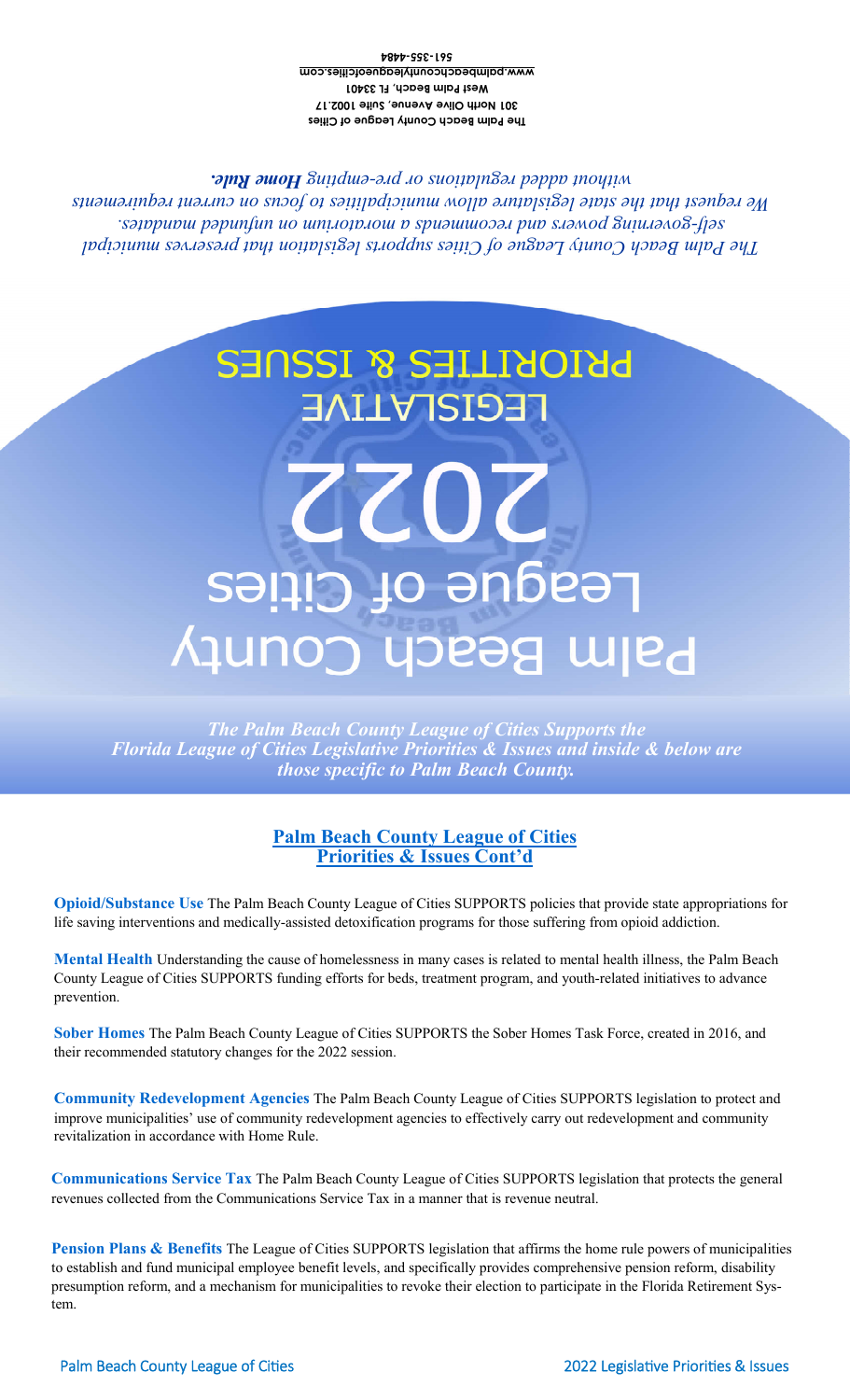The Palm Beach County League of Cities
301 North Olive Avenue, Suite 1002.17
West Palm Beach, FL 33401
www.palmbeachcountyleagueofcities.com
561-355-4484

*The Palm Beach County League of Cities supports legislation that preserves municipal self-governing powers and recommends a moratorium on unfunded mandates. We request that the state legislature allow municipalities to focus on current requirements without added regulations or pre-empting **Home Rule**.*

# Palm Beach County League of Cities

# 2022

## LEGISLATIVE PRIORITIES & ISSUES

***The Palm Beach County League of Cities Supports the Florida League of Cities Legislative Priorities & Issues and inside & below are those specific to Palm Beach County.***

## Palm Beach County League of Cities Priorities & Issues Cont'd

**Opioid/Substance Use** The Palm Beach County League of Cities SUPPORTS policies that provide state appropriations for life saving interventions and medically-assisted detoxification programs for those suffering from opioid addiction.

**Mental Health** Understanding the cause of homelessness in many cases is related to mental health illness, the Palm Beach County League of Cities SUPPORTS funding efforts for beds, treatment program, and youth-related initiatives to advance prevention.

**Sober Homes** The Palm Beach County League of Cities SUPPORTS the Sober Homes Task Force, created in 2016, and their recommended statutory changes for the 2022 session.

**Community Redevelopment Agencies** The Palm Beach County League of Cities SUPPORTS legislation to protect and improve municipalities' use of community redevelopment agencies to effectively carry out redevelopment and community revitalization in accordance with Home Rule.

**Communications Service Tax** The Palm Beach County League of Cities SUPPORTS legislation that protects the general revenues collected from the Communications Service Tax in a manner that is revenue neutral.

**Pension Plans & Benefits** The League of Cities SUPPORTS legislation that affirms the home rule powers of municipalities to establish and fund municipal employee benefit levels, and specifically provides comprehensive pension reform, disability presumption reform, and a mechanism for municipalities to revoke their election to participate in the Florida Retirement System.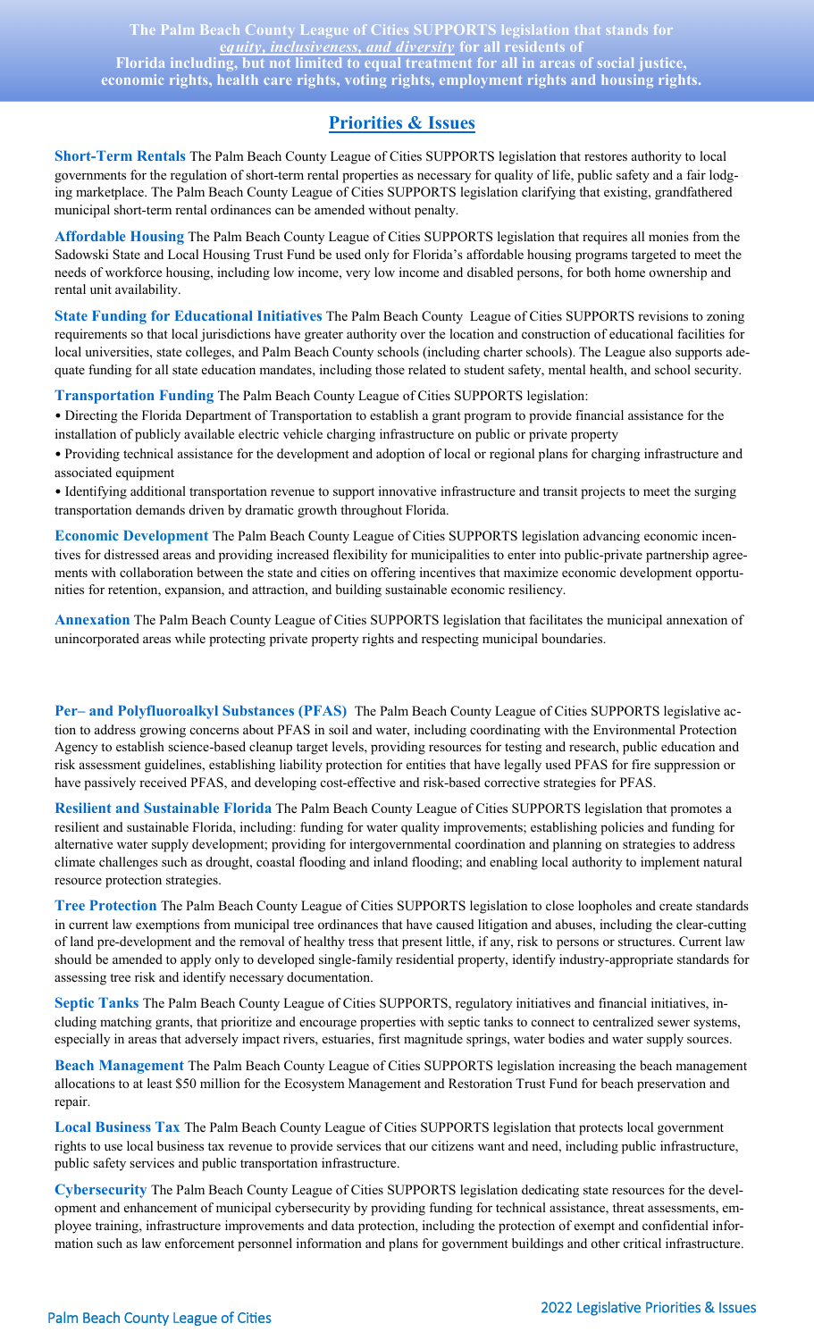**The Palm Beach County League of Cities SUPPORTS legislation that stands for *equity, inclusiveness, and diversity* for all residents of Florida including, but not limited to equal treatment for all in areas of social justice, economic rights, health care rights, voting rights, employment rights and housing rights.**

## Priorities & Issues

**Short-Term Rentals** The Palm Beach County League of Cities SUPPORTS legislation that restores authority to local governments for the regulation of short-term rental properties as necessary for quality of life, public safety and a fair lodging marketplace. The Palm Beach County League of Cities SUPPORTS legislation clarifying that existing, grandfathered municipal short-term rental ordinances can be amended without penalty.

**Affordable Housing** The Palm Beach County League of Cities SUPPORTS legislation that requires all monies from the Sadowski State and Local Housing Trust Fund be used only for Florida's affordable housing programs targeted to meet the needs of workforce housing, including low income, very low income and disabled persons, for both home ownership and rental unit availability.

**State Funding for Educational Initiatives** The Palm Beach County League of Cities SUPPORTS revisions to zoning requirements so that local jurisdictions have greater authority over the location and construction of educational facilities for local universities, state colleges, and Palm Beach County schools (including charter schools). The League also supports adequate funding for all state education mandates, including those related to student safety, mental health, and school security.

**Transportation Funding** The Palm Beach County League of Cities SUPPORTS legislation:

- Directing the Florida Department of Transportation to establish a grant program to provide financial assistance for the installation of publicly available electric vehicle charging infrastructure on public or private property
- Providing technical assistance for the development and adoption of local or regional plans for charging infrastructure and associated equipment
- Identifying additional transportation revenue to support innovative infrastructure and transit projects to meet the surging transportation demands driven by dramatic growth throughout Florida.

**Economic Development** The Palm Beach County League of Cities SUPPORTS legislation advancing economic incentives for distressed areas and providing increased flexibility for municipalities to enter into public-private partnership agreements with collaboration between the state and cities on offering incentives that maximize economic development opportunities for retention, expansion, and attraction, and building sustainable economic resiliency.

**Annexation** The Palm Beach County League of Cities SUPPORTS legislation that facilitates the municipal annexation of unincorporated areas while protecting private property rights and respecting municipal boundaries.

**Per– and Polyfluoroalkyl Substances (PFAS)** The Palm Beach County League of Cities SUPPORTS legislative action to address growing concerns about PFAS in soil and water, including coordinating with the Environmental Protection Agency to establish science-based cleanup target levels, providing resources for testing and research, public education and risk assessment guidelines, establishing liability protection for entities that have legally used PFAS for fire suppression or have passively received PFAS, and developing cost-effective and risk-based corrective strategies for PFAS.

**Resilient and Sustainable Florida** The Palm Beach County League of Cities SUPPORTS legislation that promotes a resilient and sustainable Florida, including: funding for water quality improvements; establishing policies and funding for alternative water supply development; providing for intergovernmental coordination and planning on strategies to address climate challenges such as drought, coastal flooding and inland flooding; and enabling local authority to implement natural resource protection strategies.

**Tree Protection** The Palm Beach County League of Cities SUPPORTS legislation to close loopholes and create standards in current law exemptions from municipal tree ordinances that have caused litigation and abuses, including the clear-cutting of land pre-development and the removal of healthy tress that present little, if any, risk to persons or structures. Current law should be amended to apply only to developed single-family residential property, identify industry-appropriate standards for assessing tree risk and identify necessary documentation.

**Septic Tanks** The Palm Beach County League of Cities SUPPORTS, regulatory initiatives and financial initiatives, including matching grants, that prioritize and encourage properties with septic tanks to connect to centralized sewer systems, especially in areas that adversely impact rivers, estuaries, first magnitude springs, water bodies and water supply sources.

**Beach Management** The Palm Beach County League of Cities SUPPORTS legislation increasing the beach management allocations to at least $50 million for the Ecosystem Management and Restoration Trust Fund for beach preservation and repair.

**Local Business Tax** The Palm Beach County League of Cities SUPPORTS legislation that protects local government rights to use local business tax revenue to provide services that our citizens want and need, including public infrastructure, public safety services and public transportation infrastructure.

**Cybersecurity** The Palm Beach County League of Cities SUPPORTS legislation dedicating state resources for the development and enhancement of municipal cybersecurity by providing funding for technical assistance, threat assessments, employee training, infrastructure improvements and data protection, including the protection of exempt and confidential information such as law enforcement personnel information and plans for government buildings and other critical infrastructure.